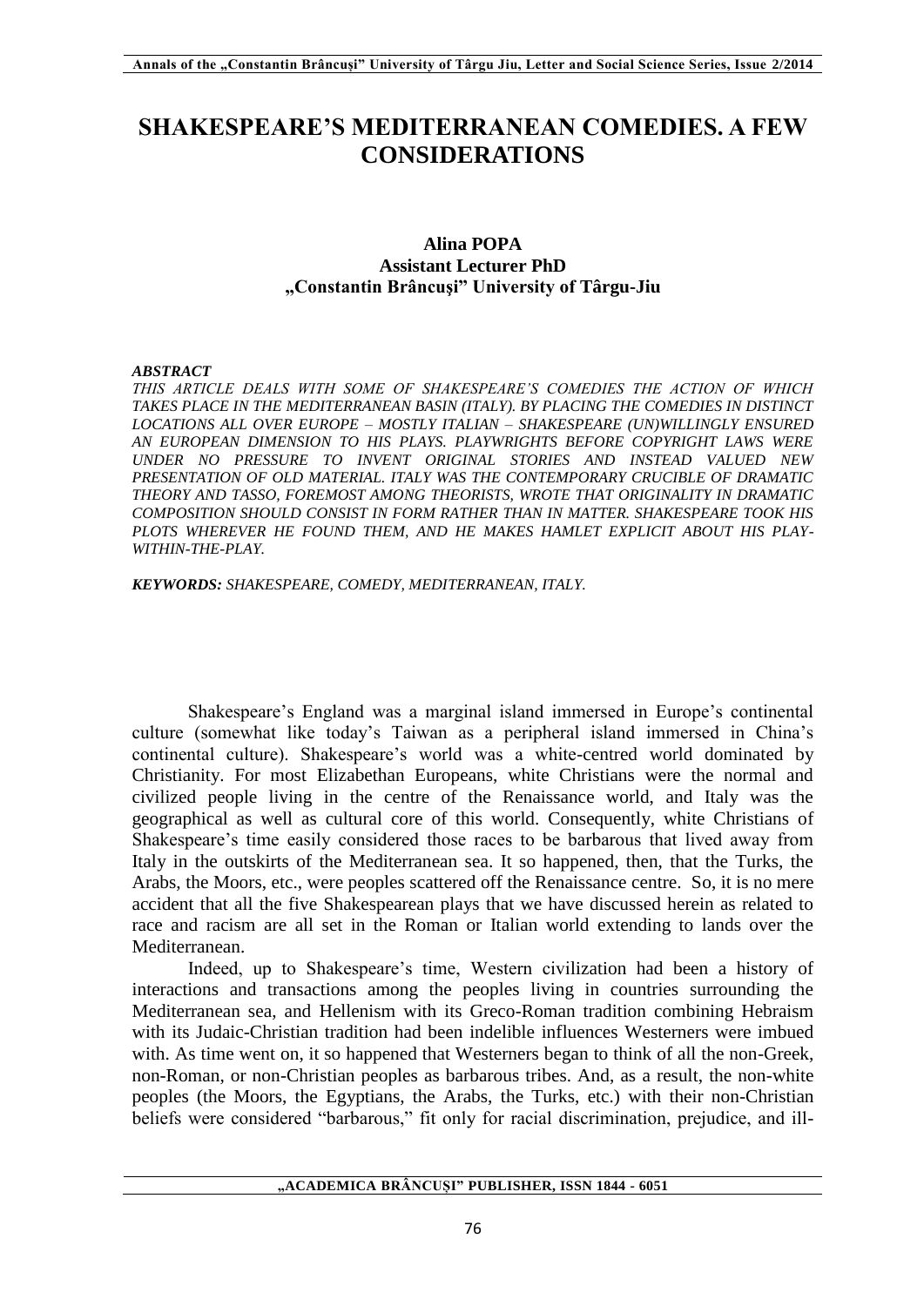# SHAKESPEARE'S MEDITERRANEAN COMEDIES. A FEW CONSIDERATIONS

**Alina POPA**
**Assistant Lecturer PhD**
**„Constantin Brâncuşi" University of Târgu-Jiu**

***ABSTRACT***

*THIS ARTICLE DEALS WITH SOME OF SHAKESPEARE'S COMEDIES THE ACTION OF WHICH TAKES PLACE IN THE MEDITERRANEAN BASIN (ITALY). BY PLACING THE COMEDIES IN DISTINCT LOCATIONS ALL OVER EUROPE – MOSTLY ITALIAN – SHAKESPEARE (UN)WILLINGLY ENSURED AN EUROPEAN DIMENSION TO HIS PLAYS. PLAYWRIGHTS BEFORE COPYRIGHT LAWS WERE UNDER NO PRESSURE TO INVENT ORIGINAL STORIES AND INSTEAD VALUED NEW PRESENTATION OF OLD MATERIAL. ITALY WAS THE CONTEMPORARY CRUCIBLE OF DRAMATIC THEORY AND TASSO, FOREMOST AMONG THEORISTS, WROTE THAT ORIGINALITY IN DRAMATIC COMPOSITION SHOULD CONSIST IN FORM RATHER THAN IN MATTER. SHAKESPEARE TOOK HIS PLOTS WHEREVER HE FOUND THEM, AND HE MAKES HAMLET EXPLICIT ABOUT HIS PLAY-WITHIN-THE-PLAY.*

***KEYWORDS:*** *SHAKESPEARE, COMEDY, MEDITERRANEAN, ITALY.*

Shakespeare's England was a marginal island immersed in Europe's continental culture (somewhat like today's Taiwan as a peripheral island immersed in China's continental culture). Shakespeare's world was a white-centred world dominated by Christianity. For most Elizabethan Europeans, white Christians were the normal and civilized people living in the centre of the Renaissance world, and Italy was the geographical as well as cultural core of this world. Consequently, white Christians of Shakespeare's time easily considered those races to be barbarous that lived away from Italy in the outskirts of the Mediterranean sea. It so happened, then, that the Turks, the Arabs, the Moors, etc., were peoples scattered off the Renaissance centre. So, it is no mere accident that all the five Shakespearean plays that we have discussed herein as related to race and racism are all set in the Roman or Italian world extending to lands over the Mediterranean.

Indeed, up to Shakespeare's time, Western civilization had been a history of interactions and transactions among the peoples living in countries surrounding the Mediterranean sea, and Hellenism with its Greco-Roman tradition combining Hebraism with its Judaic-Christian tradition had been indelible influences Westerners were imbued with. As time went on, it so happened that Westerners began to think of all the non-Greek, non-Roman, or non-Christian peoples as barbarous tribes. And, as a result, the non-white peoples (the Moors, the Egyptians, the Arabs, the Turks, etc.) with their non-Christian beliefs were considered "barbarous," fit only for racial discrimination, prejudice, and ill-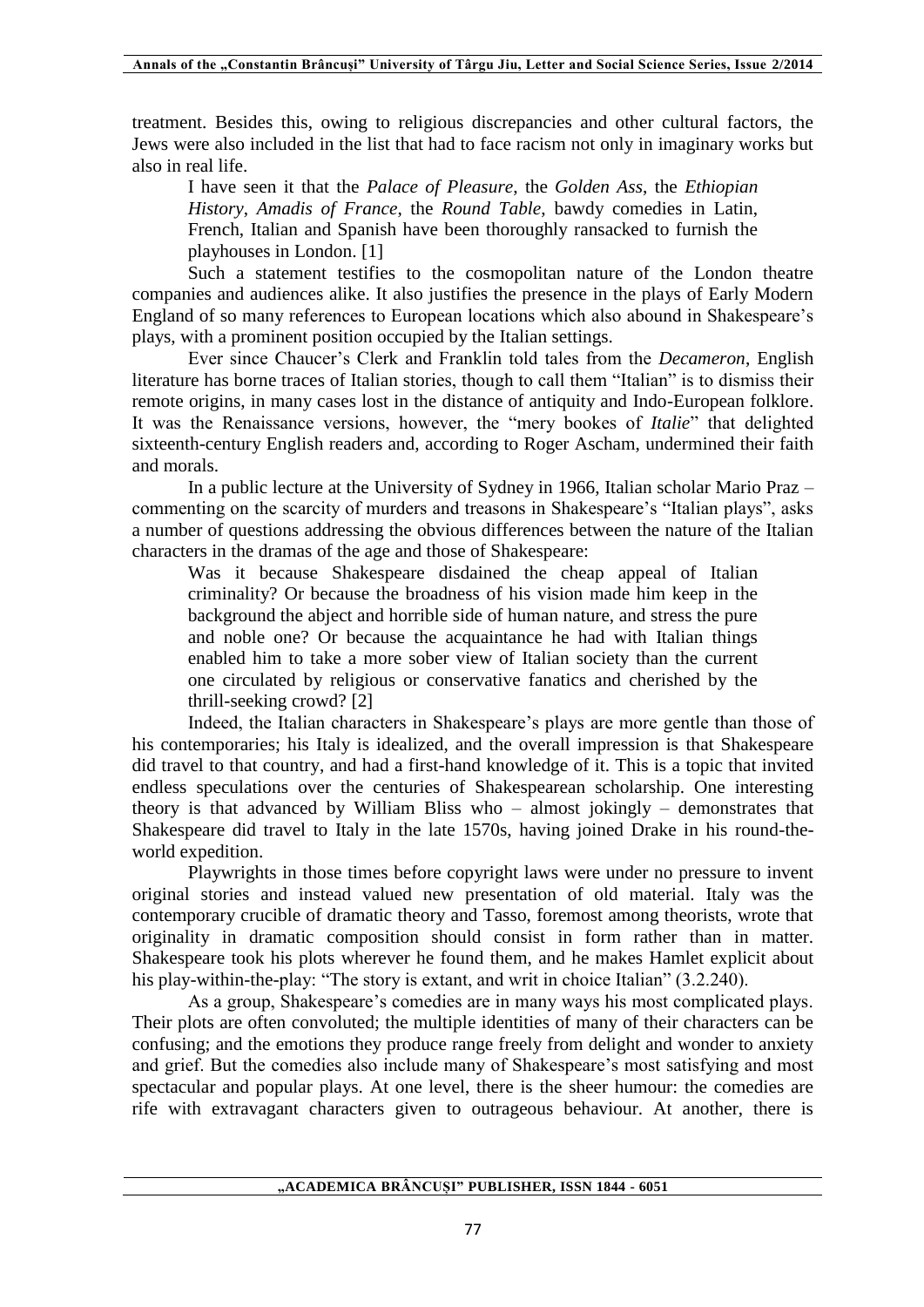treatment. Besides this, owing to religious discrepancies and other cultural factors, the Jews were also included in the list that had to face racism not only in imaginary works but also in real life.

> I have seen it that the *Palace of Pleasure*, the *Golden Ass*, the *Ethiopian History*, *Amadis of France*, the *Round Table*, bawdy comedies in Latin, French, Italian and Spanish have been thoroughly ransacked to furnish the playhouses in London. [1]

Such a statement testifies to the cosmopolitan nature of the London theatre companies and audiences alike. It also justifies the presence in the plays of Early Modern England of so many references to European locations which also abound in Shakespeare's plays, with a prominent position occupied by the Italian settings.

Ever since Chaucer's Clerk and Franklin told tales from the *Decameron*, English literature has borne traces of Italian stories, though to call them "Italian" is to dismiss their remote origins, in many cases lost in the distance of antiquity and Indo-European folklore. It was the Renaissance versions, however, the "mery bookes of *Italie*" that delighted sixteenth-century English readers and, according to Roger Ascham, undermined their faith and morals.

In a public lecture at the University of Sydney in 1966, Italian scholar Mario Praz – commenting on the scarcity of murders and treasons in Shakespeare's "Italian plays", asks a number of questions addressing the obvious differences between the nature of the Italian characters in the dramas of the age and those of Shakespeare:

> Was it because Shakespeare disdained the cheap appeal of Italian criminality? Or because the broadness of his vision made him keep in the background the abject and horrible side of human nature, and stress the pure and noble one? Or because the acquaintance he had with Italian things enabled him to take a more sober view of Italian society than the current one circulated by religious or conservative fanatics and cherished by the thrill-seeking crowd? [2]

Indeed, the Italian characters in Shakespeare's plays are more gentle than those of his contemporaries; his Italy is idealized, and the overall impression is that Shakespeare did travel to that country, and had a first-hand knowledge of it. This is a topic that invited endless speculations over the centuries of Shakespearean scholarship. One interesting theory is that advanced by William Bliss who – almost jokingly – demonstrates that Shakespeare did travel to Italy in the late 1570s, having joined Drake in his round-the-world expedition.

Playwrights in those times before copyright laws were under no pressure to invent original stories and instead valued new presentation of old material. Italy was the contemporary crucible of dramatic theory and Tasso, foremost among theorists, wrote that originality in dramatic composition should consist in form rather than in matter. Shakespeare took his plots wherever he found them, and he makes Hamlet explicit about his play-within-the-play: "The story is extant, and writ in choice Italian" (3.2.240).

As a group, Shakespeare's comedies are in many ways his most complicated plays. Their plots are often convoluted; the multiple identities of many of their characters can be confusing; and the emotions they produce range freely from delight and wonder to anxiety and grief. But the comedies also include many of Shakespeare's most satisfying and most spectacular and popular plays. At one level, there is the sheer humour: the comedies are rife with extravagant characters given to outrageous behaviour. At another, there is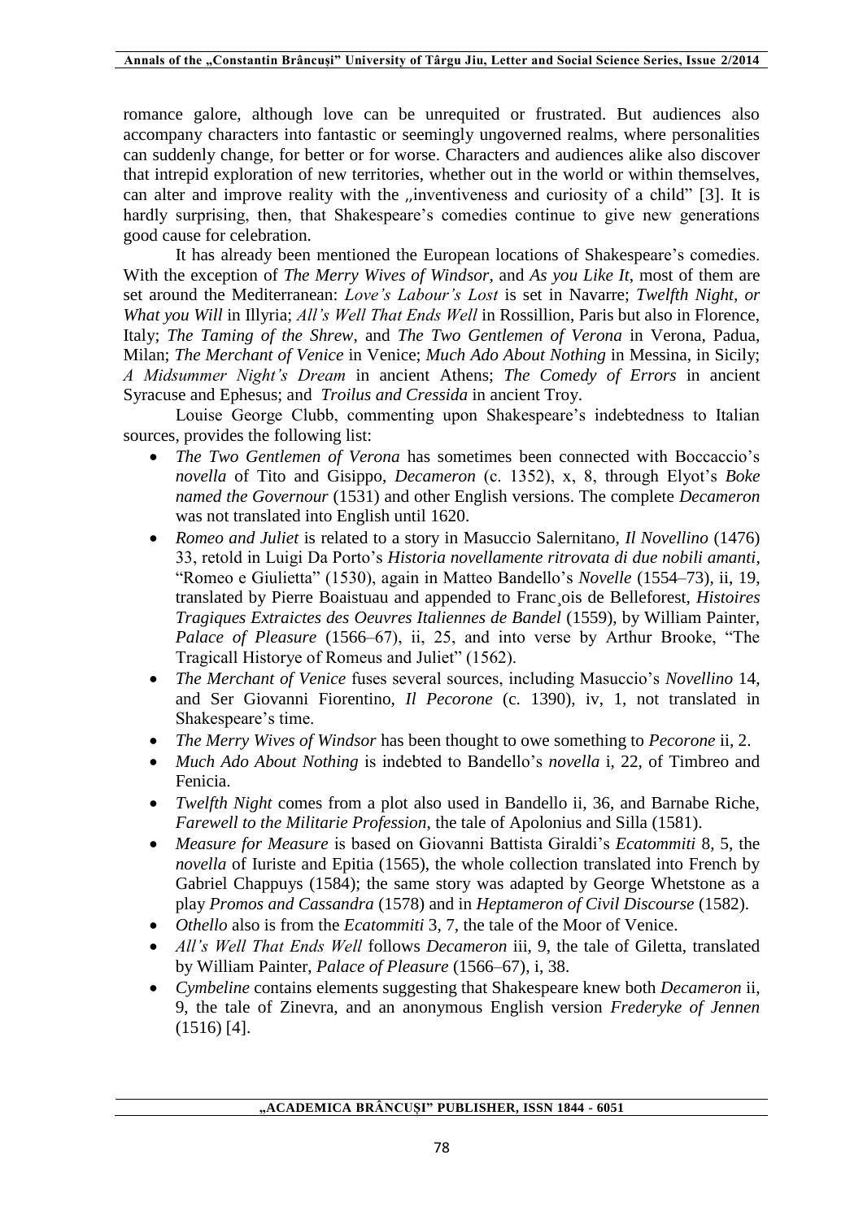romance galore, although love can be unrequited or frustrated. But audiences also accompany characters into fantastic or seemingly ungoverned realms, where personalities can suddenly change, for better or for worse. Characters and audiences alike also discover that intrepid exploration of new territories, whether out in the world or within themselves, can alter and improve reality with the „inventiveness and curiosity of a child" [3]. It is hardly surprising, then, that Shakespeare's comedies continue to give new generations good cause for celebration.

It has already been mentioned the European locations of Shakespeare's comedies. With the exception of *The Merry Wives of Windsor*, and *As you Like It*, most of them are set around the Mediterranean: *Love's Labour's Lost* is set in Navarre; *Twelfth Night, or What you Will* in Illyria; *All's Well That Ends Well* in Rossillion, Paris but also in Florence, Italy; *The Taming of the Shrew*, and *The Two Gentlemen of Verona* in Verona, Padua, Milan; *The Merchant of Venice* in Venice; *Much Ado About Nothing* in Messina, in Sicily; *A Midsummer Night's Dream* in ancient Athens; *The Comedy of Errors* in ancient Syracuse and Ephesus; and *Troilus and Cressida* in ancient Troy.

Louise George Clubb, commenting upon Shakespeare's indebtedness to Italian sources, provides the following list:

- *The Two Gentlemen of Verona* has sometimes been connected with Boccaccio's *novella* of Tito and Gisippo, *Decameron* (c. 1352), x, 8, through Elyot's *Boke named the Governour* (1531) and other English versions. The complete *Decameron* was not translated into English until 1620.
- *Romeo and Juliet* is related to a story in Masuccio Salernitano, *Il Novellino* (1476) 33, retold in Luigi Da Porto's *Historia novellamente ritrovata di due nobili amanti*, "Romeo e Giulietta" (1530), again in Matteo Bandello's *Novelle* (1554–73), ii, 19, translated by Pierre Boaistuau and appended to Franc¸ois de Belleforest, *Histoires Tragiques Extraictes des Oeuvres Italiennes de Bandel* (1559), by William Painter, *Palace of Pleasure* (1566–67), ii, 25, and into verse by Arthur Brooke, "The Tragicall Historye of Romeus and Juliet" (1562).
- *The Merchant of Venice* fuses several sources, including Masuccio's *Novellino* 14, and Ser Giovanni Fiorentino, *Il Pecorone* (c. 1390), iv, 1, not translated in Shakespeare's time.
- *The Merry Wives of Windsor* has been thought to owe something to *Pecorone* ii, 2.
- *Much Ado About Nothing* is indebted to Bandello's *novella* i, 22, of Timbreo and Fenicia.
- *Twelfth Night* comes from a plot also used in Bandello ii, 36, and Barnabe Riche, *Farewell to the Militarie Profession*, the tale of Apolonius and Silla (1581).
- *Measure for Measure* is based on Giovanni Battista Giraldi's *Ecatommiti* 8, 5, the *novella* of Iuriste and Epitia (1565), the whole collection translated into French by Gabriel Chappuys (1584); the same story was adapted by George Whetstone as a play *Promos and Cassandra* (1578) and in *Heptameron of Civil Discourse* (1582).
- *Othello* also is from the *Ecatommiti* 3, 7, the tale of the Moor of Venice.
- *All's Well That Ends Well* follows *Decameron* iii, 9, the tale of Giletta, translated by William Painter, *Palace of Pleasure* (1566–67), i, 38.
- *Cymbeline* contains elements suggesting that Shakespeare knew both *Decameron* ii, 9, the tale of Zinevra, and an anonymous English version *Frederyke of Jennen* (1516) [4].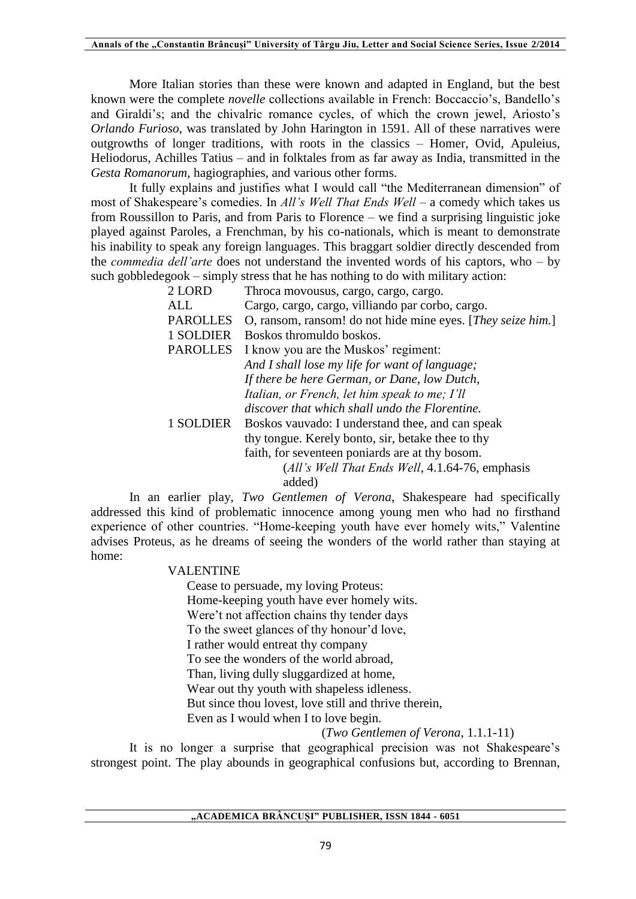More Italian stories than these were known and adapted in England, but the best known were the complete *novelle* collections available in French: Boccaccio's, Bandello's and Giraldi's; and the chivalric romance cycles, of which the crown jewel, Ariosto's *Orlando Furioso*, was translated by John Harington in 1591. All of these narratives were outgrowths of longer traditions, with roots in the classics – Homer, Ovid, Apuleius, Heliodorus, Achilles Tatius – and in folktales from as far away as India, transmitted in the *Gesta Romanorum*, hagiographies, and various other forms.

It fully explains and justifies what I would call "the Mediterranean dimension" of most of Shakespeare's comedies. In *All's Well That Ends Well* – a comedy which takes us from Roussillon to Paris, and from Paris to Florence – we find a surprising linguistic joke played against Paroles, a Frenchman, by his co-nationals, which is meant to demonstrate his inability to speak any foreign languages. This braggart soldier directly descended from the *commedia dell'arte* does not understand the invented words of his captors, who – by such gobbledegook – simply stress that he has nothing to do with military action:

> 2 LORD Throca movousus, cargo, cargo, cargo.
> ALL Cargo, cargo, cargo, villiando par corbo, cargo.
> PAROLLES O, ransom, ransom! do not hide mine eyes. [*They seize him.*]
> 1 SOLDIER Boskos thromuldo boskos.
> PAROLLES I know you are the Muskos' regiment:
> *And I shall lose my life for want of language;*
> *If there be here German, or Dane, low Dutch,*
> *Italian, or French, let him speak to me; I'll*
> *discover that which shall undo the Florentine.*
> 1 SOLDIER Boskos vauvado: I understand thee, and can speak
> thy tongue. Kerely bonto, sir, betake thee to thy
> faith, for seventeen poniards are at thy bosom.
> (*All's Well That Ends Well*, 4.1.64-76, emphasis added)

In an earlier play, *Two Gentlemen of Verona*, Shakespeare had specifically addressed this kind of problematic innocence among young men who had no firsthand experience of other countries. "Home-keeping youth have ever homely wits," Valentine advises Proteus, as he dreams of seeing the wonders of the world rather than staying at home:

> VALENTINE
> Cease to persuade, my loving Proteus:
> Home-keeping youth have ever homely wits.
> Were't not affection chains thy tender days
> To the sweet glances of thy honour'd love,
> I rather would entreat thy company
> To see the wonders of the world abroad,
> Than, living dully sluggardized at home,
> Wear out thy youth with shapeless idleness.
> But since thou lovest, love still and thrive therein,
> Even as I would when I to love begin.
> (*Two Gentlemen of Verona*, 1.1.1-11)

It is no longer a surprise that geographical precision was not Shakespeare's strongest point. The play abounds in geographical confusions but, according to Brennan,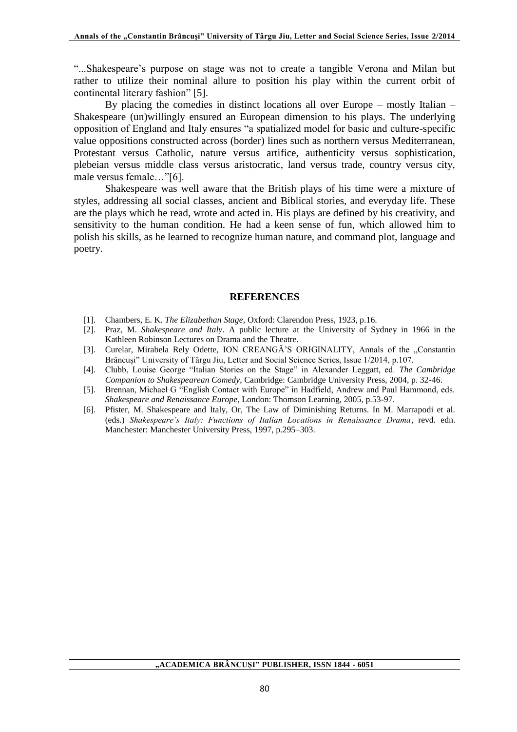"...Shakespeare's purpose on stage was not to create a tangible Verona and Milan but rather to utilize their nominal allure to position his play within the current orbit of continental literary fashion" [5].

By placing the comedies in distinct locations all over Europe – mostly Italian – Shakespeare (un)willingly ensured an European dimension to his plays. The underlying opposition of England and Italy ensures "a spatialized model for basic and culture-specific value oppositions constructed across (border) lines such as northern versus Mediterranean, Protestant versus Catholic, nature versus artifice, authenticity versus sophistication, plebeian versus middle class versus aristocratic, land versus trade, country versus city, male versus female…"[6].

Shakespeare was well aware that the British plays of his time were a mixture of styles, addressing all social classes, ancient and Biblical stories, and everyday life. These are the plays which he read, wrote and acted in. His plays are defined by his creativity, and sensitivity to the human condition. He had a keen sense of fun, which allowed him to polish his skills, as he learned to recognize human nature, and command plot, language and poetry.

## REFERENCES

[1]. Chambers, E. K. *The Elizabethan Stage*, Oxford: Clarendon Press, 1923, p.16.

[2]. Praz, M. *Shakespeare and Italy*. A public lecture at the University of Sydney in 1966 in the Kathleen Robinson Lectures on Drama and the Theatre.

[3]. Curelar, Mirabela Rely Odette, ION CREANGĂ'S ORIGINALITY, Annals of the „Constantin Brâncuși" University of Târgu Jiu, Letter and Social Science Series, Issue 1/2014, p.107.

[4]. Clubb, Louise George "Italian Stories on the Stage" in Alexander Leggatt, ed. *The Cambridge Companion to Shakespearean Comedy*, Cambridge: Cambridge University Press, 2004, p. 32-46.

[5]. Brennan, Michael G "English Contact with Europe" in Hadfield, Andrew and Paul Hammond, eds. *Shakespeare and Renaissance Europe*, London: Thomson Learning, 2005, p.53-97.

[6]. Pfister, M. Shakespeare and Italy, Or, The Law of Diminishing Returns. In M. Marrapodi et al. (eds.) *Shakespeare's Italy: Functions of Italian Locations in Renaissance Drama*, revd. edn. Manchester: Manchester University Press, 1997, p.295–303.